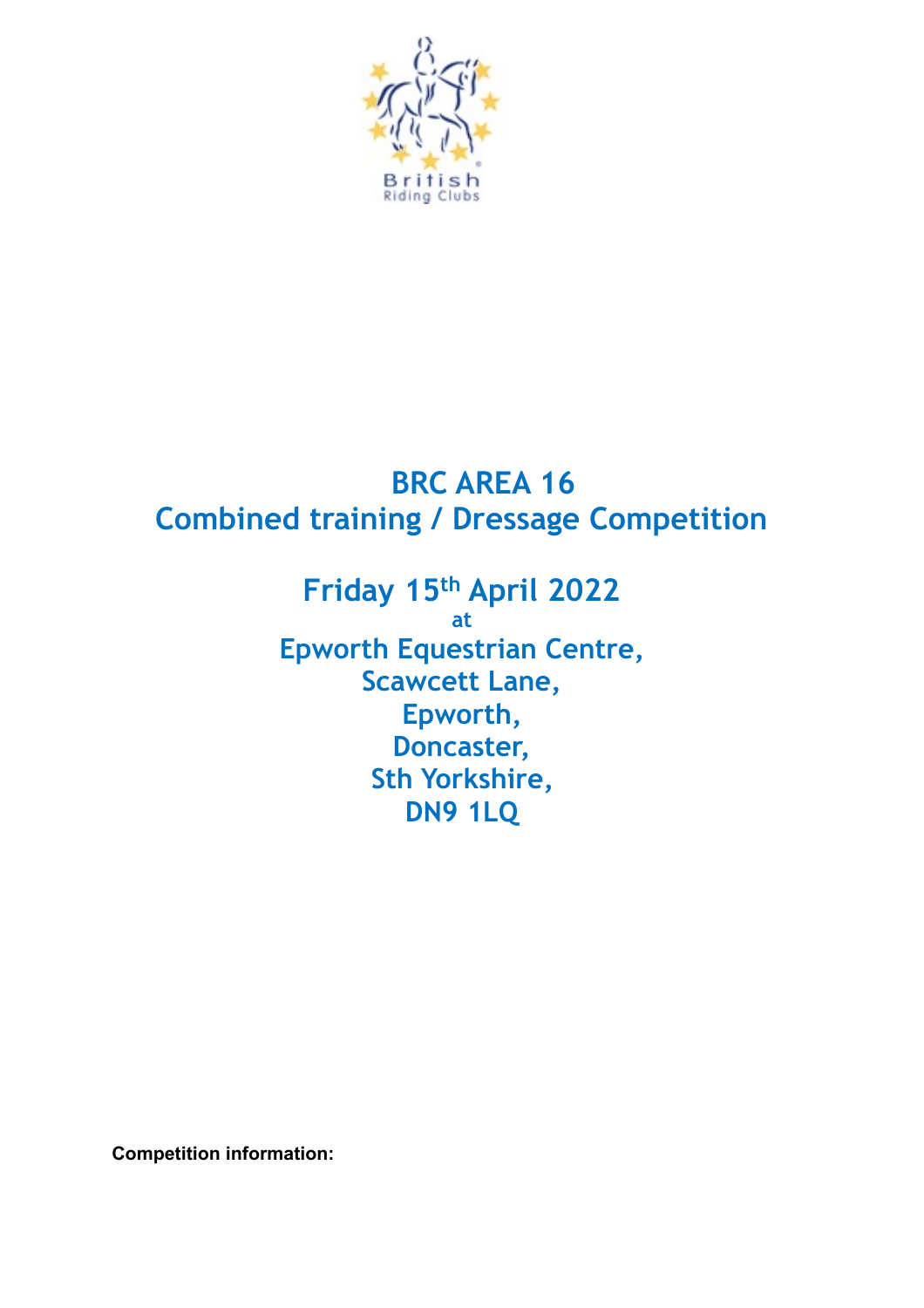# BRC AREA 16
# Combined training / Dressage Competition

## Friday 15th April 2022

at

**Epworth Equestrian Centre,**
**Scawcett Lane,**
**Epworth,**
**Doncaster,**
**Sth Yorkshire,**
**DN9 1LQ**

**Competition information:**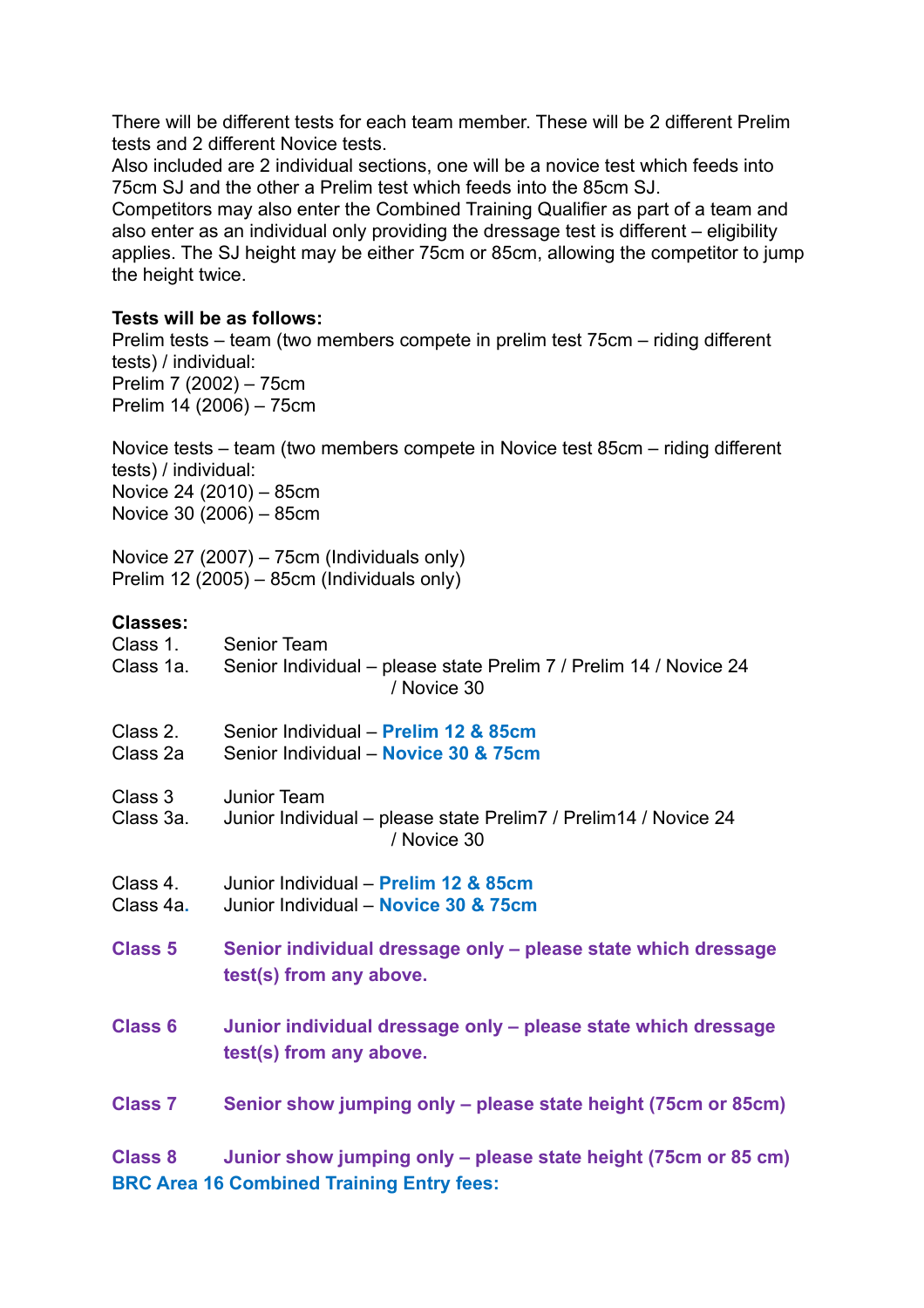There will be different tests for each team member. These will be 2 different Prelim tests and 2 different Novice tests.
Also included are 2 individual sections, one will be a novice test which feeds into 75cm SJ and the other a Prelim test which feeds into the 85cm SJ.
Competitors may also enter the Combined Training Qualifier as part of a team and also enter as an individual only providing the dressage test is different – eligibility applies. The SJ height may be either 75cm or 85cm, allowing the competitor to jump the height twice.

**Tests will be as follows:**
Prelim tests – team (two members compete in prelim test 75cm – riding different tests) / individual:
Prelim 7 (2002) – 75cm
Prelim 14 (2006) – 75cm

Novice tests – team (two members compete in Novice test 85cm – riding different tests) / individual:
Novice 24 (2010) – 85cm
Novice 30 (2006) – 85cm

Novice 27 (2007) – 75cm (Individuals only)
Prelim 12 (2005) – 85cm (Individuals only)

**Classes:**

Class 1. Senior Team
Class 1a. Senior Individual – please state Prelim 7 / Prelim 14 / Novice 24 / Novice 30

Class 2. Senior Individual – **Prelim 12 & 85cm**
Class 2a Senior Individual – **Novice 30 & 75cm**

Class 3 Junior Team
Class 3a. Junior Individual – please state Prelim7 / Prelim14 / Novice 24 / Novice 30

Class 4. Junior Individual – **Prelim 12 & 85cm**
Class 4a. Junior Individual – **Novice 30 & 75cm**

**Class 5 Senior individual dressage only – please state which dressage test(s) from any above.**

**Class 6 Junior individual dressage only – please state which dressage test(s) from any above.**

**Class 7 Senior show jumping only – please state height (75cm or 85cm)**

**Class 8 Junior show jumping only – please state height (75cm or 85 cm)**

**BRC Area 16 Combined Training Entry fees:**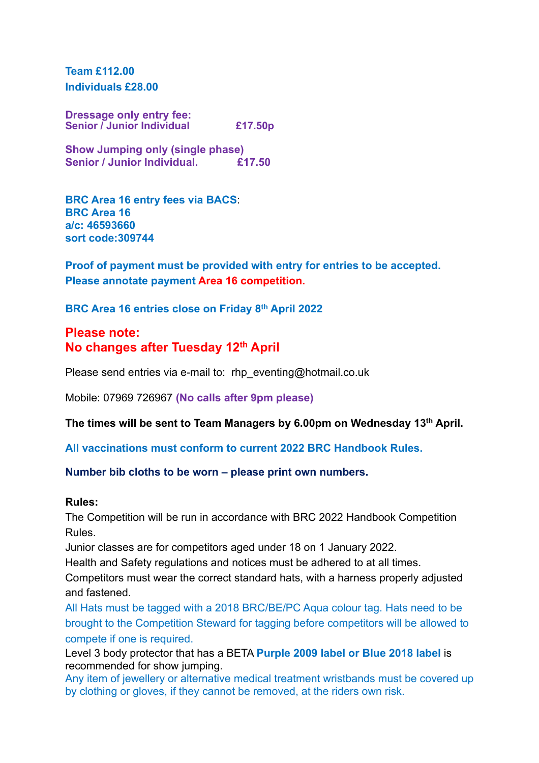**Team £112.00**
**Individuals £28.00**

**Dressage only entry fee:**
**Senior / Junior Individual £17.50p**

**Show Jumping only (single phase)**
**Senior / Junior Individual. £17.50**

**BRC Area 16 entry fees via BACS**:
**BRC Area 16**
**a/c: 46593660**
**sort code:309744**

**Proof of payment must be provided with entry for entries to be accepted.**
**Please annotate payment Area 16 competition.**

**BRC Area 16 entries close on Friday 8th April 2022**

## Please note:
## No changes after Tuesday 12th April

Please send entries via e-mail to: rhp_eventing@hotmail.co.uk

Mobile: 07969 726967 **(No calls after 9pm please)**

**The times will be sent to Team Managers by 6.00pm on Wednesday 13th April.**

**All vaccinations must conform to current 2022 BRC Handbook Rules.**

**Number bib cloths to be worn – please print own numbers.**

**Rules:**
The Competition will be run in accordance with BRC 2022 Handbook Competition Rules.
Junior classes are for competitors aged under 18 on 1 January 2022.
Health and Safety regulations and notices must be adhered to at all times.
Competitors must wear the correct standard hats, with a harness properly adjusted and fastened.
All Hats must be tagged with a 2018 BRC/BE/PC Aqua colour tag. Hats need to be brought to the Competition Steward for tagging before competitors will be allowed to compete if one is required.
Level 3 body protector that has a BETA **Purple 2009 label or Blue 2018 label** is recommended for show jumping.
Any item of jewellery or alternative medical treatment wristbands must be covered up by clothing or gloves, if they cannot be removed, at the riders own risk.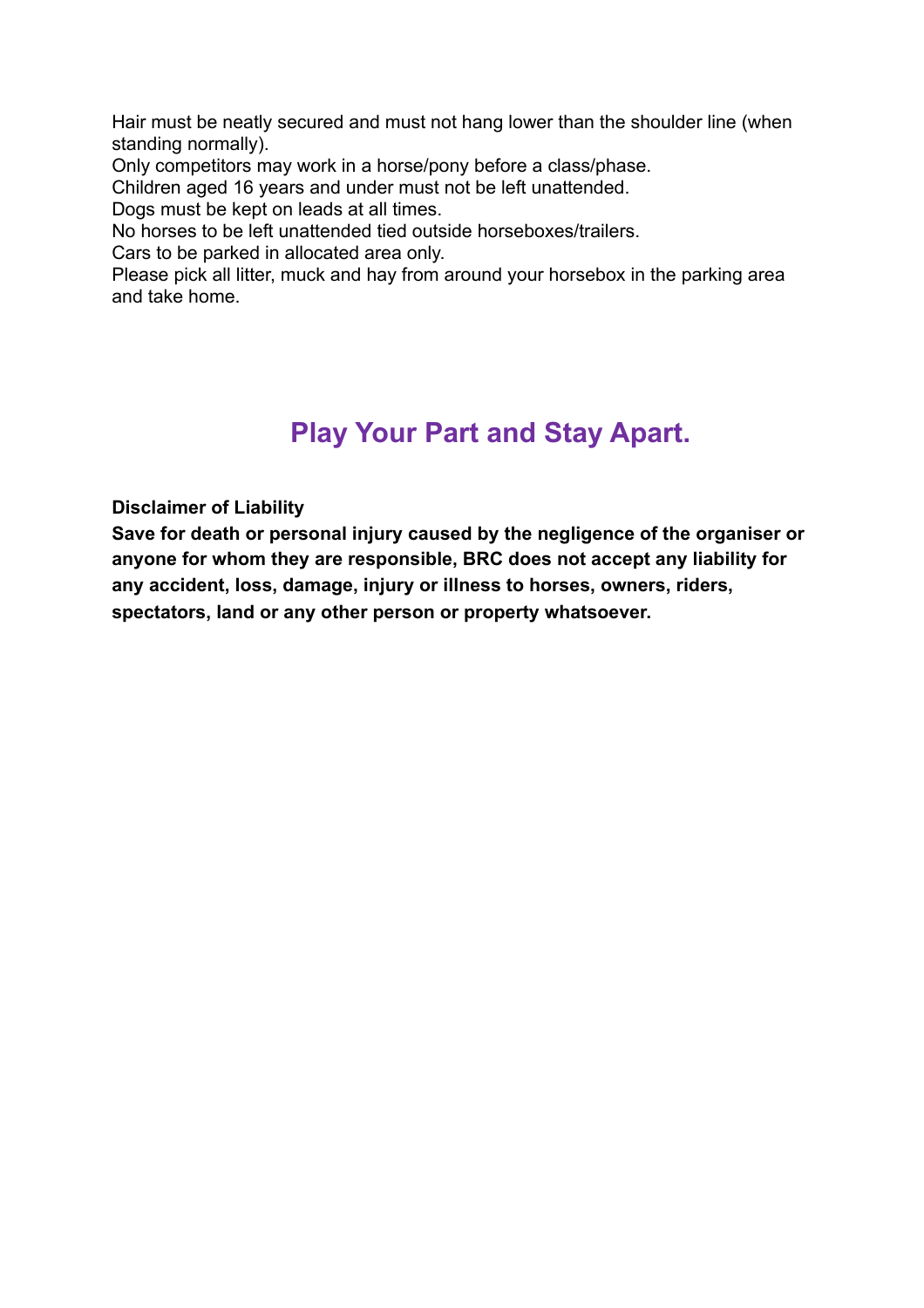Hair must be neatly secured and must not hang lower than the shoulder line (when standing normally).
Only competitors may work in a horse/pony before a class/phase.
Children aged 16 years and under must not be left unattended.
Dogs must be kept on leads at all times.
No horses to be left unattended tied outside horseboxes/trailers.
Cars to be parked in allocated area only.
Please pick all litter, muck and hay from around your horsebox in the parking area and take home.

## Play Your Part and Stay Apart.

**Disclaimer of Liability**

**Save for death or personal injury caused by the negligence of the organiser or anyone for whom they are responsible, BRC does not accept any liability for any accident, loss, damage, injury or illness to horses, owners, riders, spectators, land or any other person or property whatsoever.**